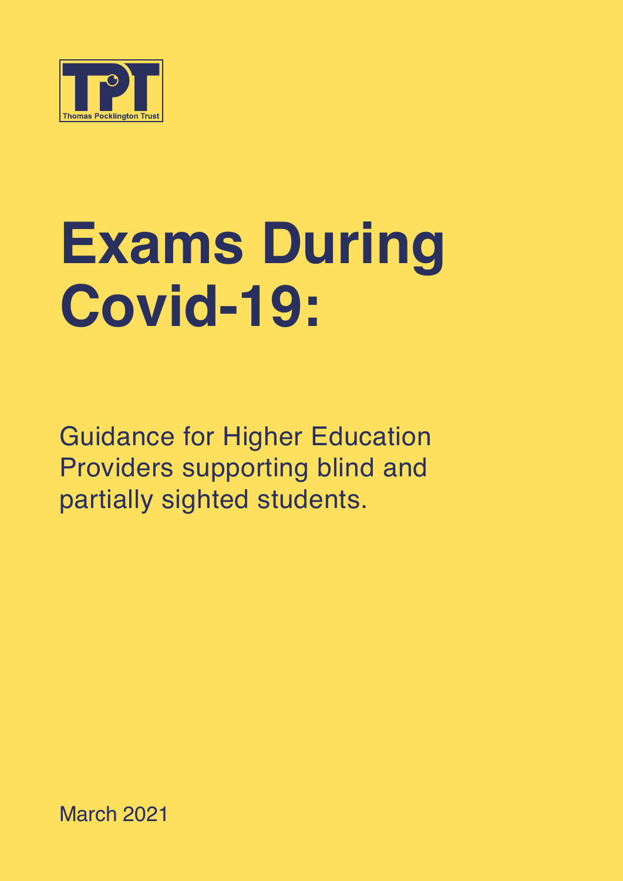Thomas Pocklington Trust

# Exams During Covid-19:

Guidance for Higher Education Providers supporting blind and partially sighted students.

March 2021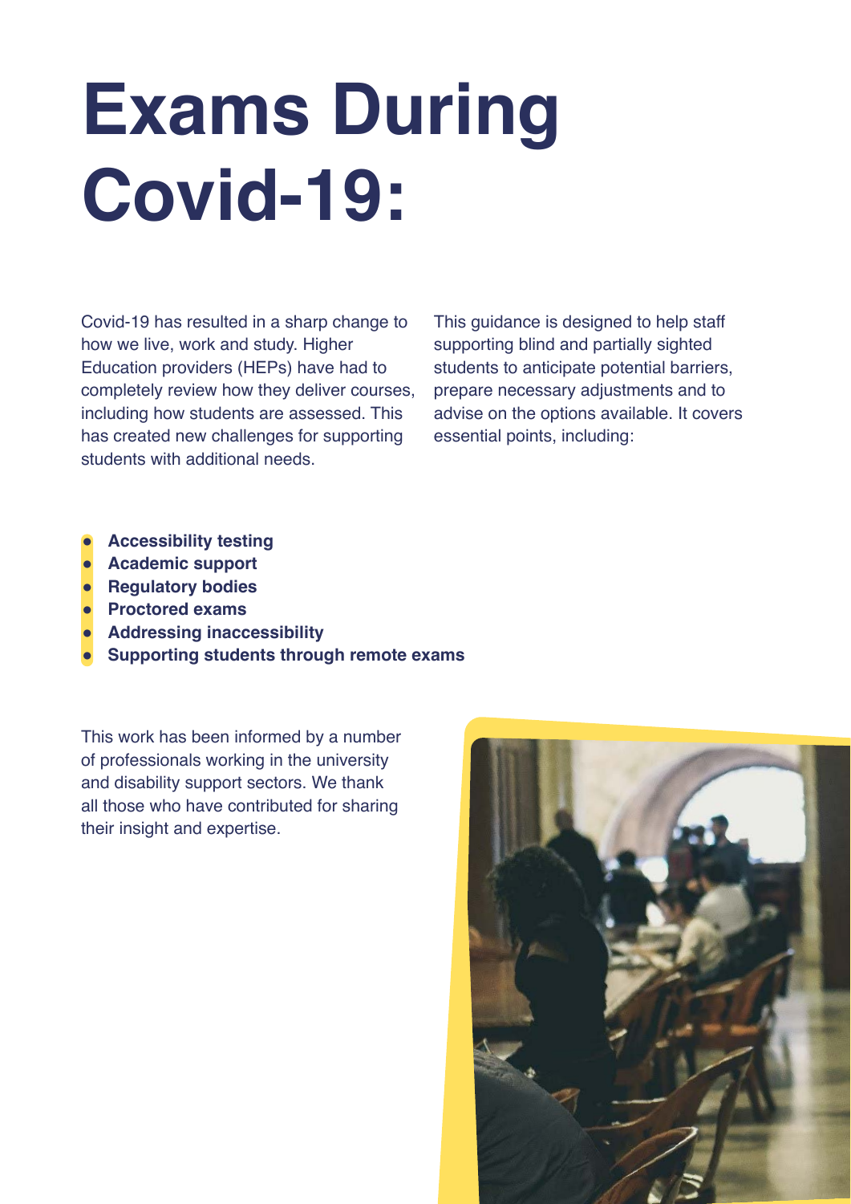# Exams During Covid-19:

Covid-19 has resulted in a sharp change to how we live, work and study. Higher Education providers (HEPs) have had to completely review how they deliver courses, including how students are assessed. This has created new challenges for supporting students with additional needs.

This guidance is designed to help staff supporting blind and partially sighted students to anticipate potential barriers, prepare necessary adjustments and to advise on the options available. It covers essential points, including:

- **Accessibility testing**
- **Academic support**
- **Regulatory bodies**
- **Proctored exams**
- **Addressing inaccessibility**
- **Supporting students through remote exams**

This work has been informed by a number of professionals working in the university and disability support sectors. We thank all those who have contributed for sharing their insight and expertise.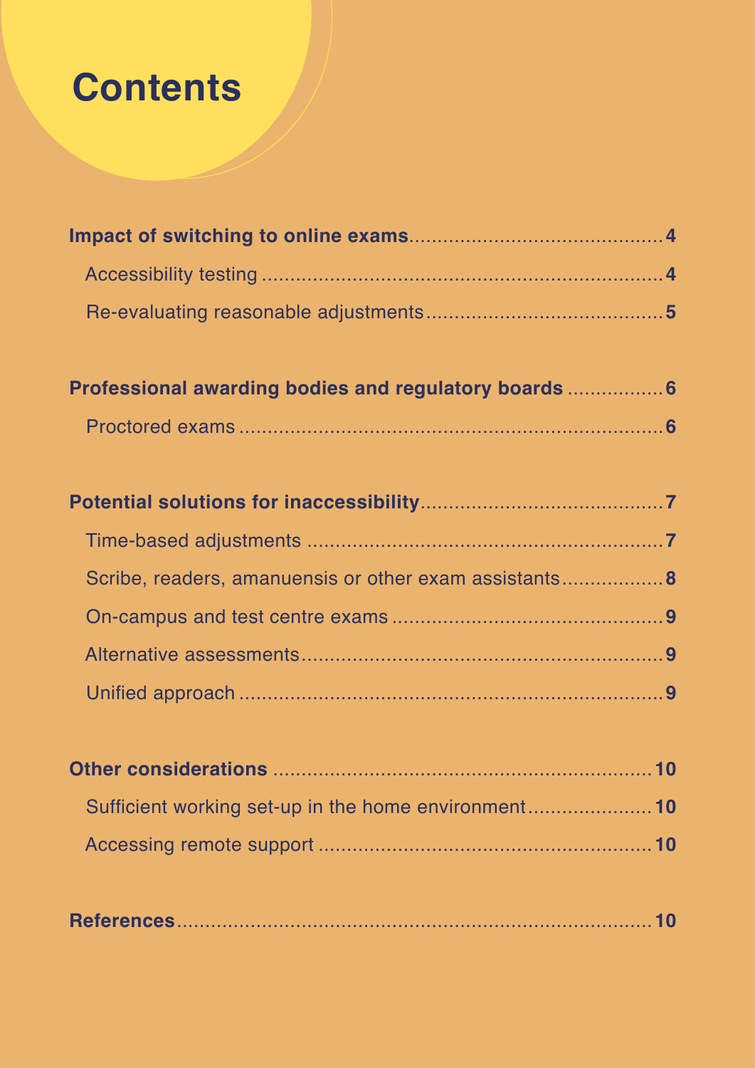# Contents

**Impact of switching to online exams** .......... **4**

- Accessibility testing .......... **4**
- Re-evaluating reasonable adjustments .......... **5**

**Professional awarding bodies and regulatory boards** .......... **6**

- Proctored exams .......... **6**

**Potential solutions for inaccessibility** .......... **7**

- Time-based adjustments .......... **7**
- Scribe, readers, amanuensis or other exam assistants .......... **8**
- On-campus and test centre exams .......... **9**
- Alternative assessments .......... **9**
- Unified approach .......... **9**

**Other considerations** .......... **10**

- Sufficient working set-up in the home environment .......... **10**
- Accessing remote support .......... **10**

**References** .......... **10**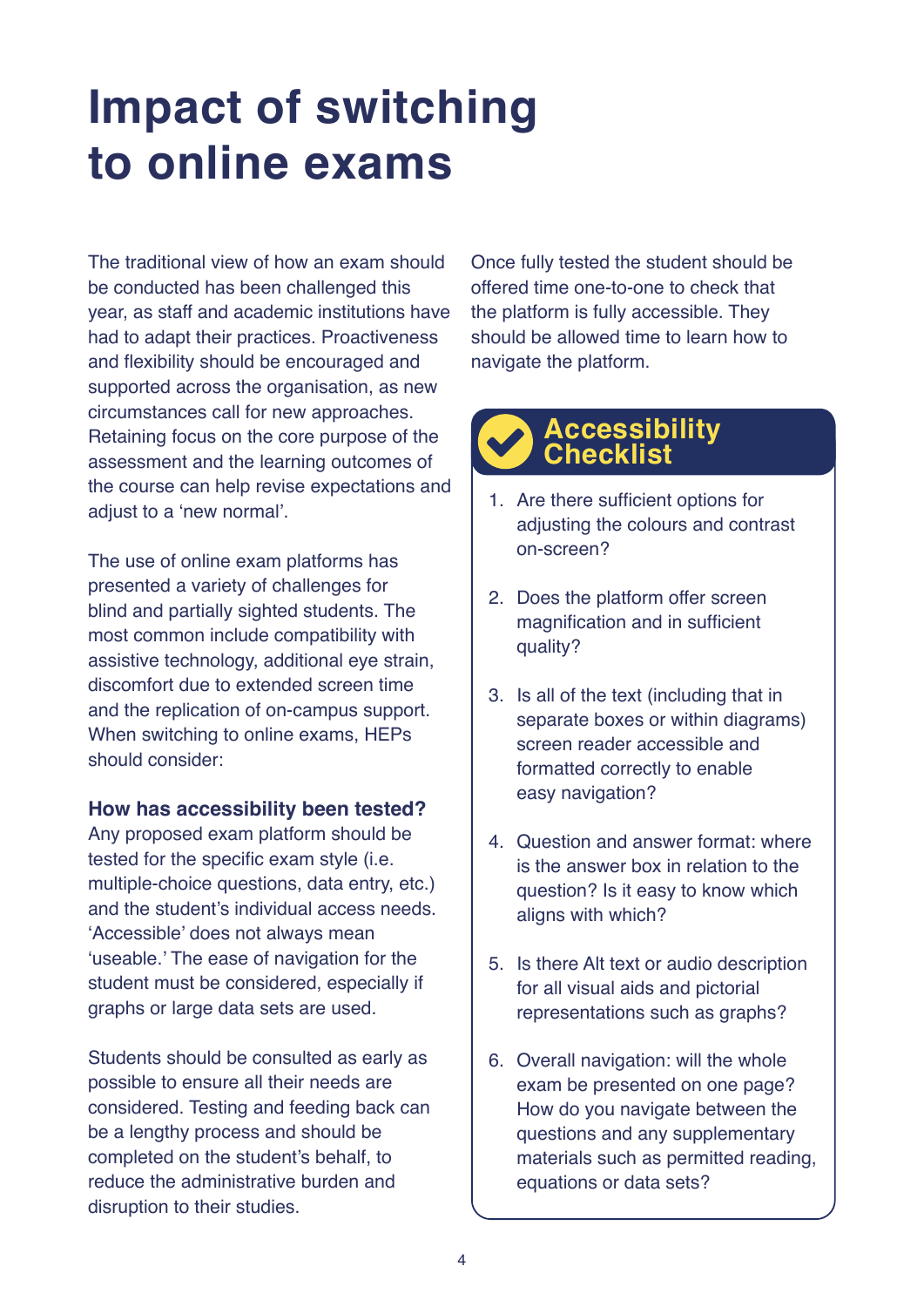# Impact of switching to online exams

The traditional view of how an exam should be conducted has been challenged this year, as staff and academic institutions have had to adapt their practices. Proactiveness and flexibility should be encouraged and supported across the organisation, as new circumstances call for new approaches. Retaining focus on the core purpose of the assessment and the learning outcomes of the course can help revise expectations and adjust to a 'new normal'.

The use of online exam platforms has presented a variety of challenges for blind and partially sighted students. The most common include compatibility with assistive technology, additional eye strain, discomfort due to extended screen time and the replication of on-campus support. When switching to online exams, HEPs should consider:

**How has accessibility been tested?**

Any proposed exam platform should be tested for the specific exam style (i.e. multiple-choice questions, data entry, etc.) and the student's individual access needs. 'Accessible' does not always mean 'useable.' The ease of navigation for the student must be considered, especially if graphs or large data sets are used.

Students should be consulted as early as possible to ensure all their needs are considered. Testing and feeding back can be a lengthy process and should be completed on the student's behalf, to reduce the administrative burden and disruption to their studies.

Once fully tested the student should be offered time one-to-one to check that the platform is fully accessible. They should be allowed time to learn how to navigate the platform.

## Accessibility Checklist

1. Are there sufficient options for adjusting the colours and contrast on-screen?
2. Does the platform offer screen magnification and in sufficient quality?
3. Is all of the text (including that in separate boxes or within diagrams) screen reader accessible and formatted correctly to enable easy navigation?
4. Question and answer format: where is the answer box in relation to the question? Is it easy to know which aligns with which?
5. Is there Alt text or audio description for all visual aids and pictorial representations such as graphs?
6. Overall navigation: will the whole exam be presented on one page? How do you navigate between the questions and any supplementary materials such as permitted reading, equations or data sets?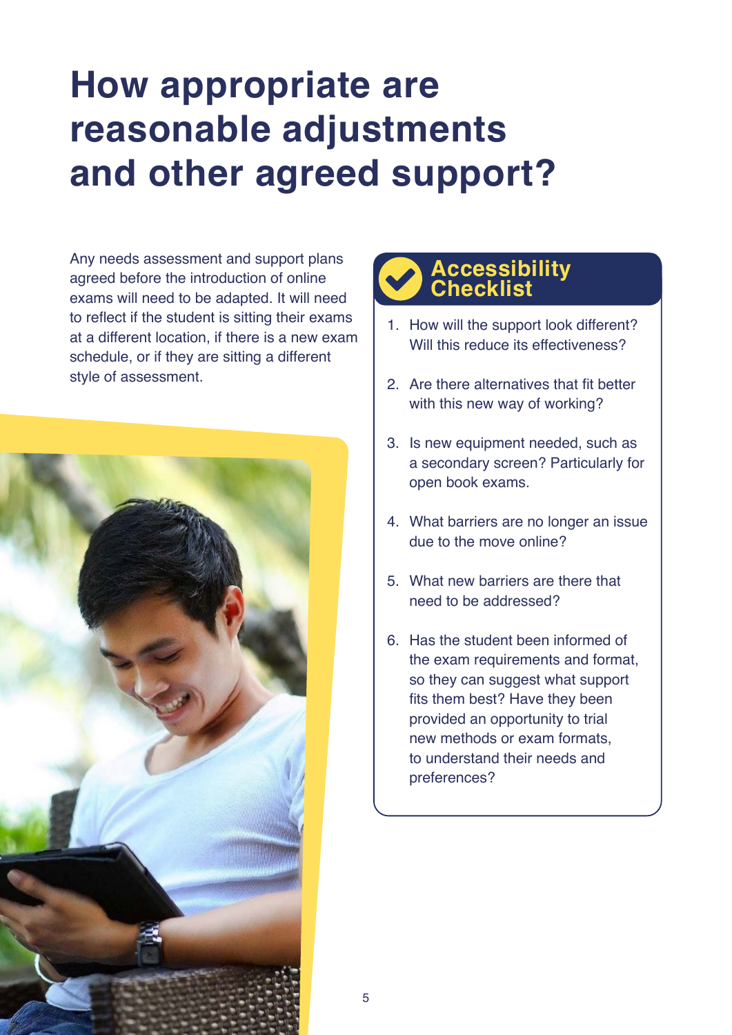# How appropriate are reasonable adjustments and other agreed support?

Any needs assessment and support plans agreed before the introduction of online exams will need to be adapted. It will need to reflect if the student is sitting their exams at a different location, if there is a new exam schedule, or if they are sitting a different style of assessment.

## Accessibility Checklist

1. How will the support look different? Will this reduce its effectiveness?
2. Are there alternatives that fit better with this new way of working?
3. Is new equipment needed, such as a secondary screen? Particularly for open book exams.
4. What barriers are no longer an issue due to the move online?
5. What new barriers are there that need to be addressed?
6. Has the student been informed of the exam requirements and format, so they can suggest what support fits them best? Have they been provided an opportunity to trial new methods or exam formats, to understand their needs and preferences?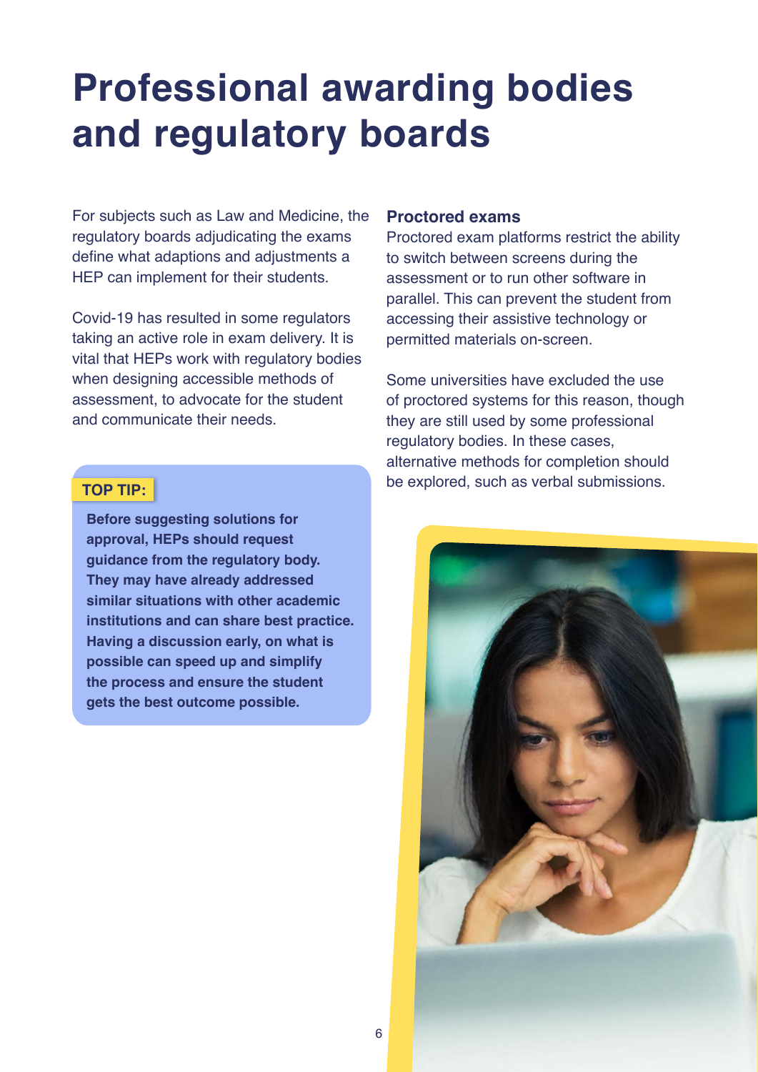# Professional awarding bodies and regulatory boards

For subjects such as Law and Medicine, the regulatory boards adjudicating the exams define what adaptions and adjustments a HEP can implement for their students.

Covid-19 has resulted in some regulators taking an active role in exam delivery. It is vital that HEPs work with regulatory bodies when designing accessible methods of assessment, to advocate for the student and communicate their needs.

**TOP TIP:**

**Before suggesting solutions for approval, HEPs should request guidance from the regulatory body. They may have already addressed similar situations with other academic institutions and can share best practice. Having a discussion early, on what is possible can speed up and simplify the process and ensure the student gets the best outcome possible.**

### Proctored exams

Proctored exam platforms restrict the ability to switch between screens during the assessment or to run other software in parallel. This can prevent the student from accessing their assistive technology or permitted materials on-screen.

Some universities have excluded the use of proctored systems for this reason, though they are still used by some professional regulatory bodies. In these cases, alternative methods for completion should be explored, such as verbal submissions.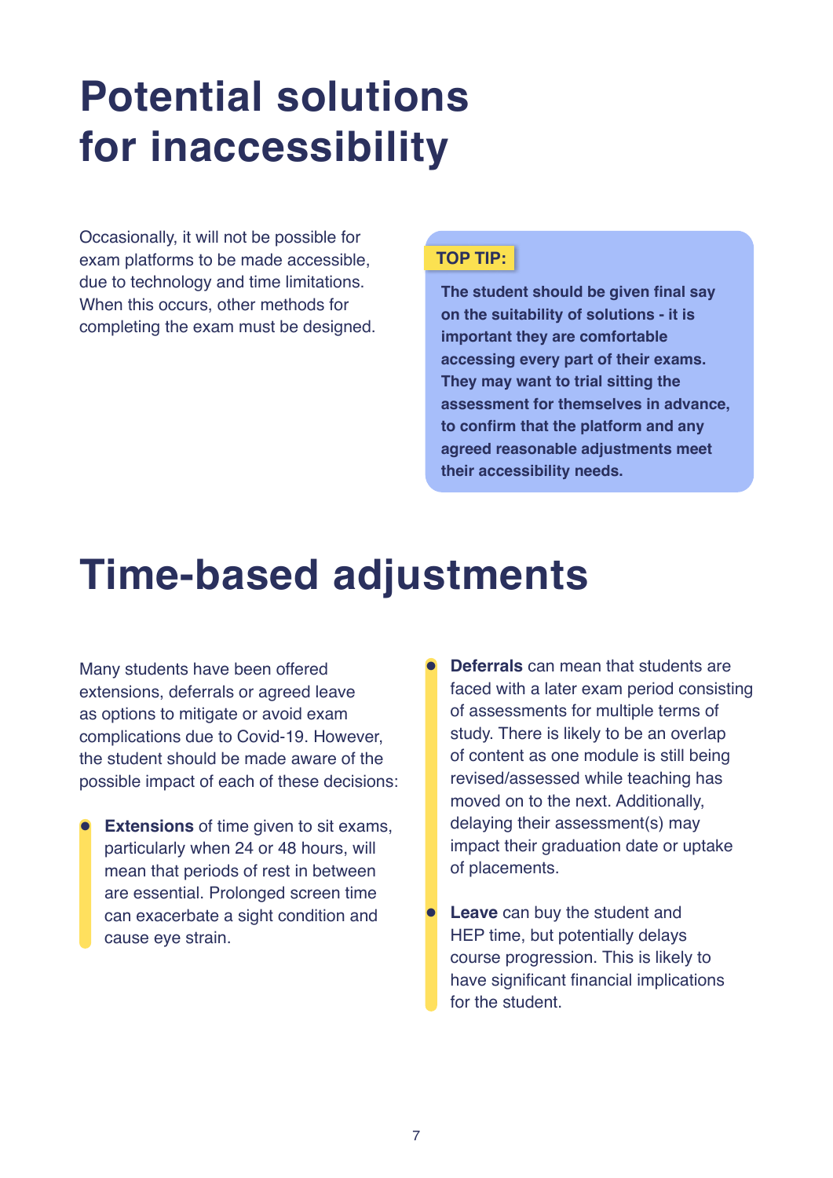# Potential solutions for inaccessibility

Occasionally, it will not be possible for exam platforms to be made accessible, due to technology and time limitations. When this occurs, other methods for completing the exam must be designed.

**TOP TIP:**

**The student should be given final say on the suitability of solutions - it is important they are comfortable accessing every part of their exams. They may want to trial sitting the assessment for themselves in advance, to confirm that the platform and any agreed reasonable adjustments meet their accessibility needs.**

# Time-based adjustments

Many students have been offered extensions, deferrals or agreed leave as options to mitigate or avoid exam complications due to Covid-19. However, the student should be made aware of the possible impact of each of these decisions:

- **Extensions** of time given to sit exams, particularly when 24 or 48 hours, will mean that periods of rest in between are essential. Prolonged screen time can exacerbate a sight condition and cause eye strain.
- **Deferrals** can mean that students are faced with a later exam period consisting of assessments for multiple terms of study. There is likely to be an overlap of content as one module is still being revised/assessed while teaching has moved on to the next. Additionally, delaying their assessment(s) may impact their graduation date or uptake of placements.
- **Leave** can buy the student and HEP time, but potentially delays course progression. This is likely to have significant financial implications for the student.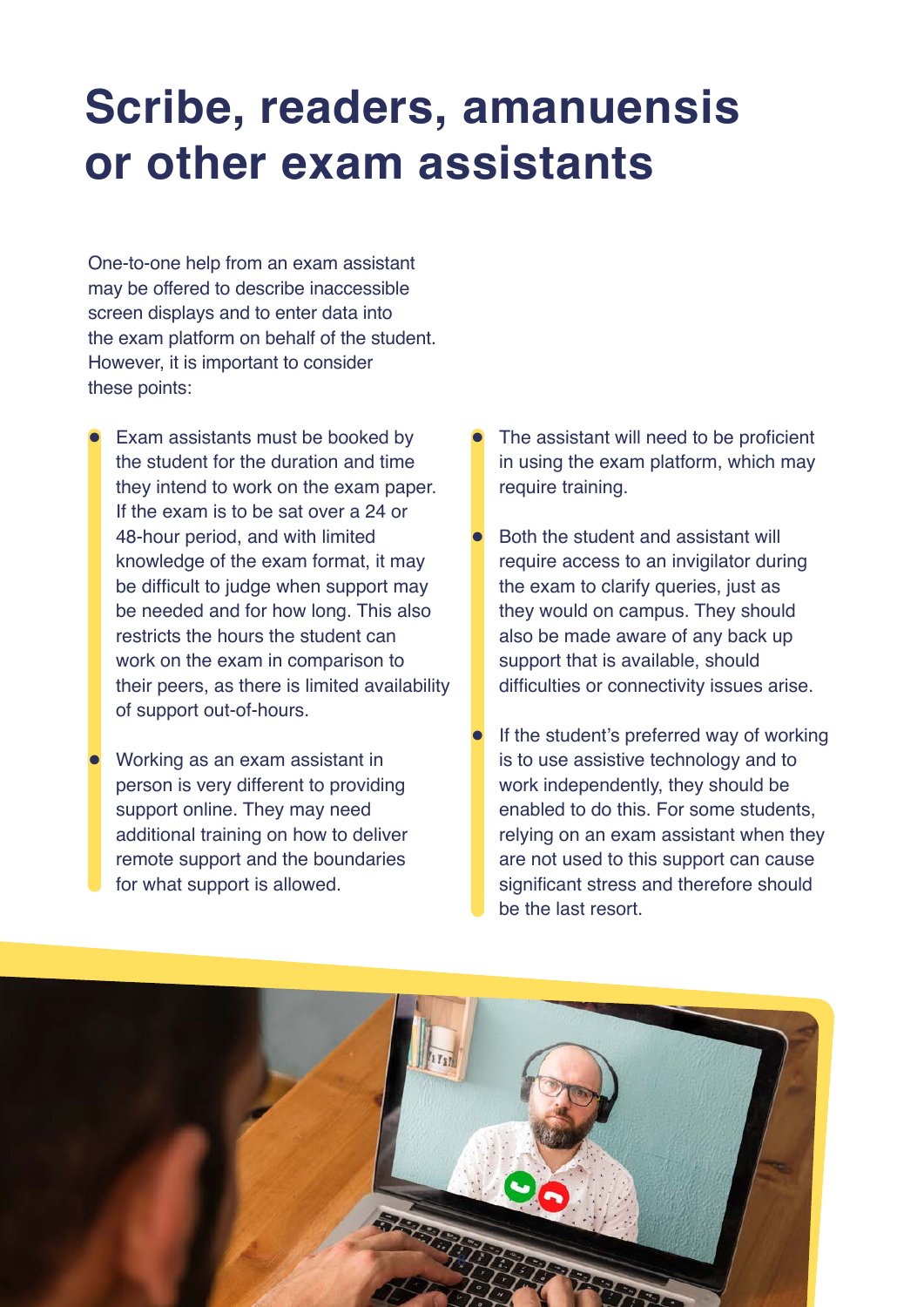# Scribe, readers, amanuensis or other exam assistants

One-to-one help from an exam assistant may be offered to describe inaccessible screen displays and to enter data into the exam platform on behalf of the student. However, it is important to consider these points:

- Exam assistants must be booked by the student for the duration and time they intend to work on the exam paper. If the exam is to be sat over a 24 or 48-hour period, and with limited knowledge of the exam format, it may be difficult to judge when support may be needed and for how long. This also restricts the hours the student can work on the exam in comparison to their peers, as there is limited availability of support out-of-hours.
- Working as an exam assistant in person is very different to providing support online. They may need additional training on how to deliver remote support and the boundaries for what support is allowed.
- The assistant will need to be proficient in using the exam platform, which may require training.
- Both the student and assistant will require access to an invigilator during the exam to clarify queries, just as they would on campus. They should also be made aware of any back up support that is available, should difficulties or connectivity issues arise.
- If the student's preferred way of working is to use assistive technology and to work independently, they should be enabled to do this. For some students, relying on an exam assistant when they are not used to this support can cause significant stress and therefore should be the last resort.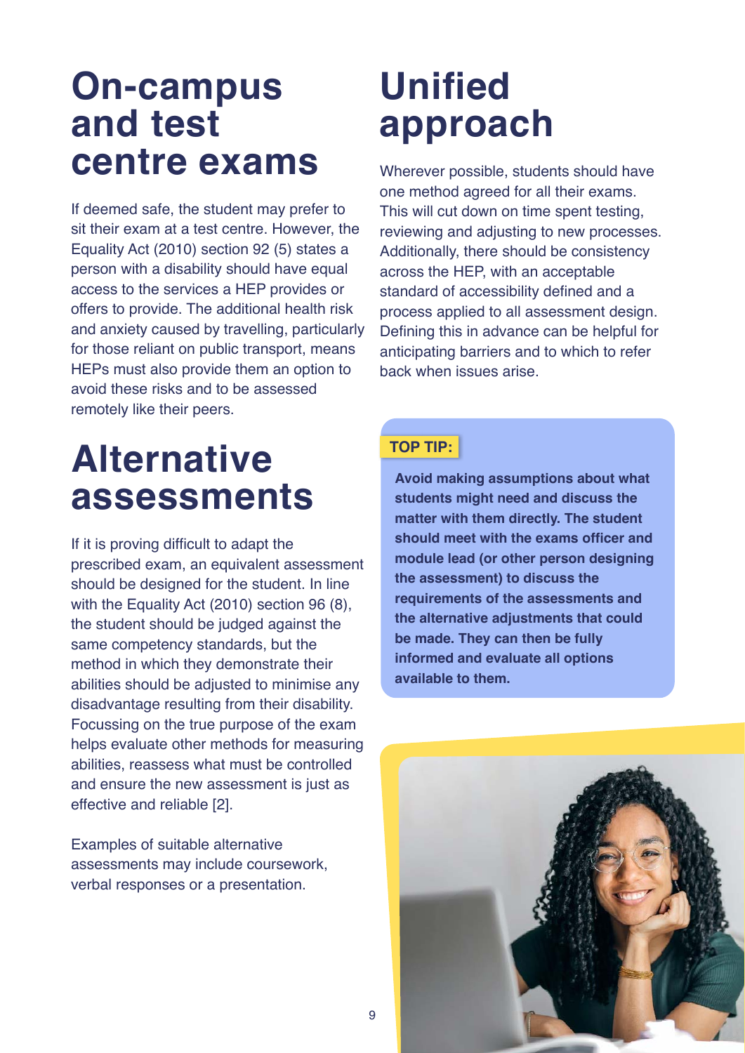# On-campus and test centre exams

If deemed safe, the student may prefer to sit their exam at a test centre. However, the Equality Act (2010) section 92 (5) states a person with a disability should have equal access to the services a HEP provides or offers to provide. The additional health risk and anxiety caused by travelling, particularly for those reliant on public transport, means HEPs must also provide them an option to avoid these risks and to be assessed remotely like their peers.

# Alternative assessments

If it is proving difficult to adapt the prescribed exam, an equivalent assessment should be designed for the student. In line with the Equality Act (2010) section 96 (8), the student should be judged against the same competency standards, but the method in which they demonstrate their abilities should be adjusted to minimise any disadvantage resulting from their disability. Focussing on the true purpose of the exam helps evaluate other methods for measuring abilities, reassess what must be controlled and ensure the new assessment is just as effective and reliable [2].

Examples of suitable alternative assessments may include coursework, verbal responses or a presentation.

# Unified approach

Wherever possible, students should have one method agreed for all their exams. This will cut down on time spent testing, reviewing and adjusting to new processes. Additionally, there should be consistency across the HEP, with an acceptable standard of accessibility defined and a process applied to all assessment design. Defining this in advance can be helpful for anticipating barriers and to which to refer back when issues arise.

**TOP TIP:**

**Avoid making assumptions about what students might need and discuss the matter with them directly. The student should meet with the exams officer and module lead (or other person designing the assessment) to discuss the requirements of the assessments and the alternative adjustments that could be made. They can then be fully informed and evaluate all options available to them.**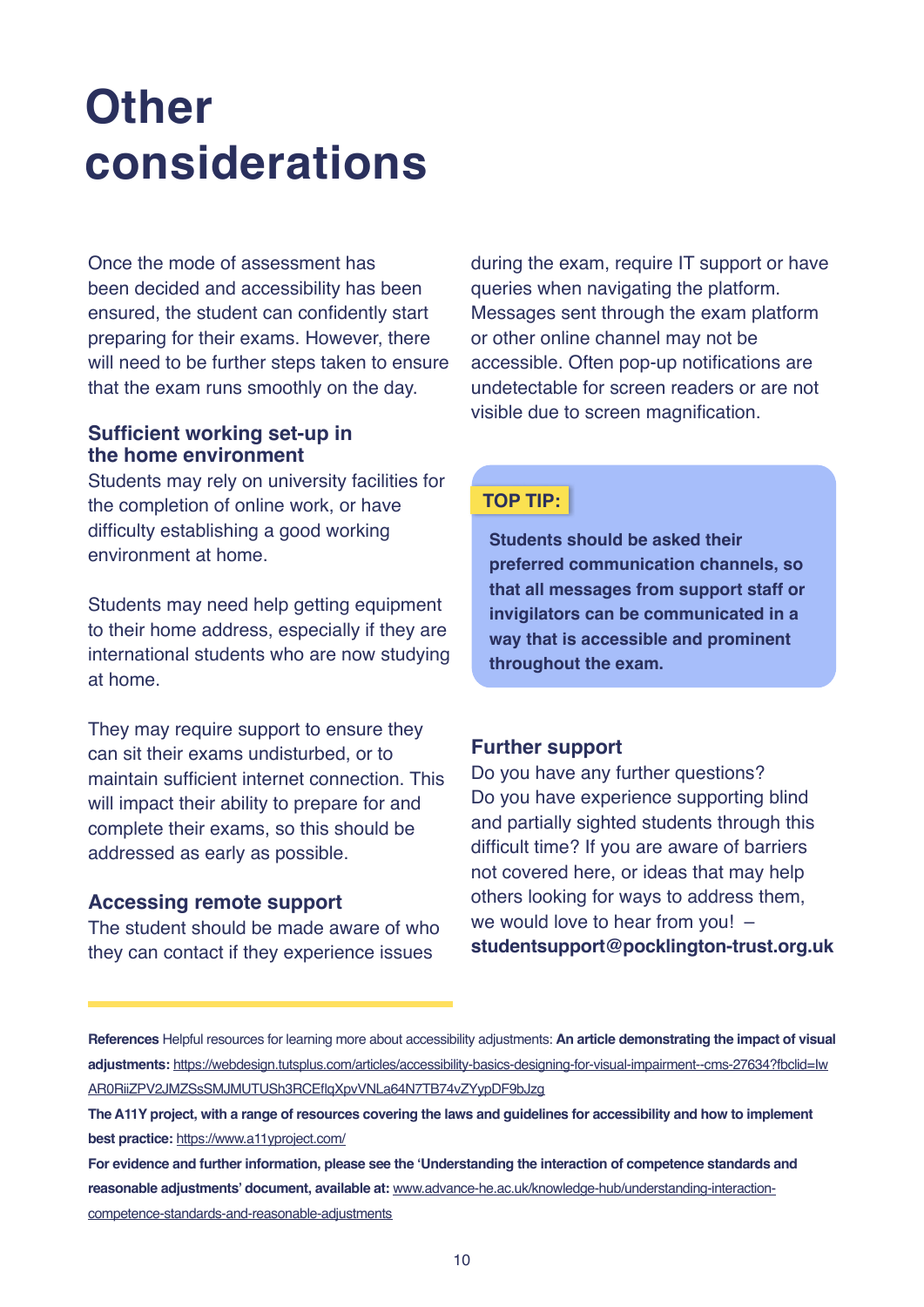# Other considerations

Once the mode of assessment has been decided and accessibility has been ensured, the student can confidently start preparing for their exams. However, there will need to be further steps taken to ensure that the exam runs smoothly on the day.

### Sufficient working set-up in the home environment

Students may rely on university facilities for the completion of online work, or have difficulty establishing a good working environment at home.

Students may need help getting equipment to their home address, especially if they are international students who are now studying at home.

They may require support to ensure they can sit their exams undisturbed, or to maintain sufficient internet connection. This will impact their ability to prepare for and complete their exams, so this should be addressed as early as possible.

### Accessing remote support

The student should be made aware of who they can contact if they experience issues during the exam, require IT support or have queries when navigating the platform. Messages sent through the exam platform or other online channel may not be accessible. Often pop-up notifications are undetectable for screen readers or are not visible due to screen magnification.

**TOP TIP:**

**Students should be asked their preferred communication channels, so that all messages from support staff or invigilators can be communicated in a way that is accessible and prominent throughout the exam.**

### Further support

Do you have any further questions? Do you have experience supporting blind and partially sighted students through this difficult time? If you are aware of barriers not covered here, or ideas that may help others looking for ways to address them, we would love to hear from you! – **studentsupport@pocklington-trust.org.uk**

**References** Helpful resources for learning more about accessibility adjustments: **An article demonstrating the impact of visual adjustments:** https://webdesign.tutsplus.com/articles/accessibility-basics-designing-for-visual-impairment--cms-27634?fbclid=IwAR0RiiZPV2JMZSsSMJMUTUSh3RCEflqXpvVNLa64N7TB74vZYypDF9bJzg

**The A11Y project, with a range of resources covering the laws and guidelines for accessibility and how to implement best practice:** https://www.a11yproject.com/

**For evidence and further information, please see the 'Understanding the interaction of competence standards and reasonable adjustments' document, available at:** www.advance-he.ac.uk/knowledge-hub/understanding-interaction-competence-standards-and-reasonable-adjustments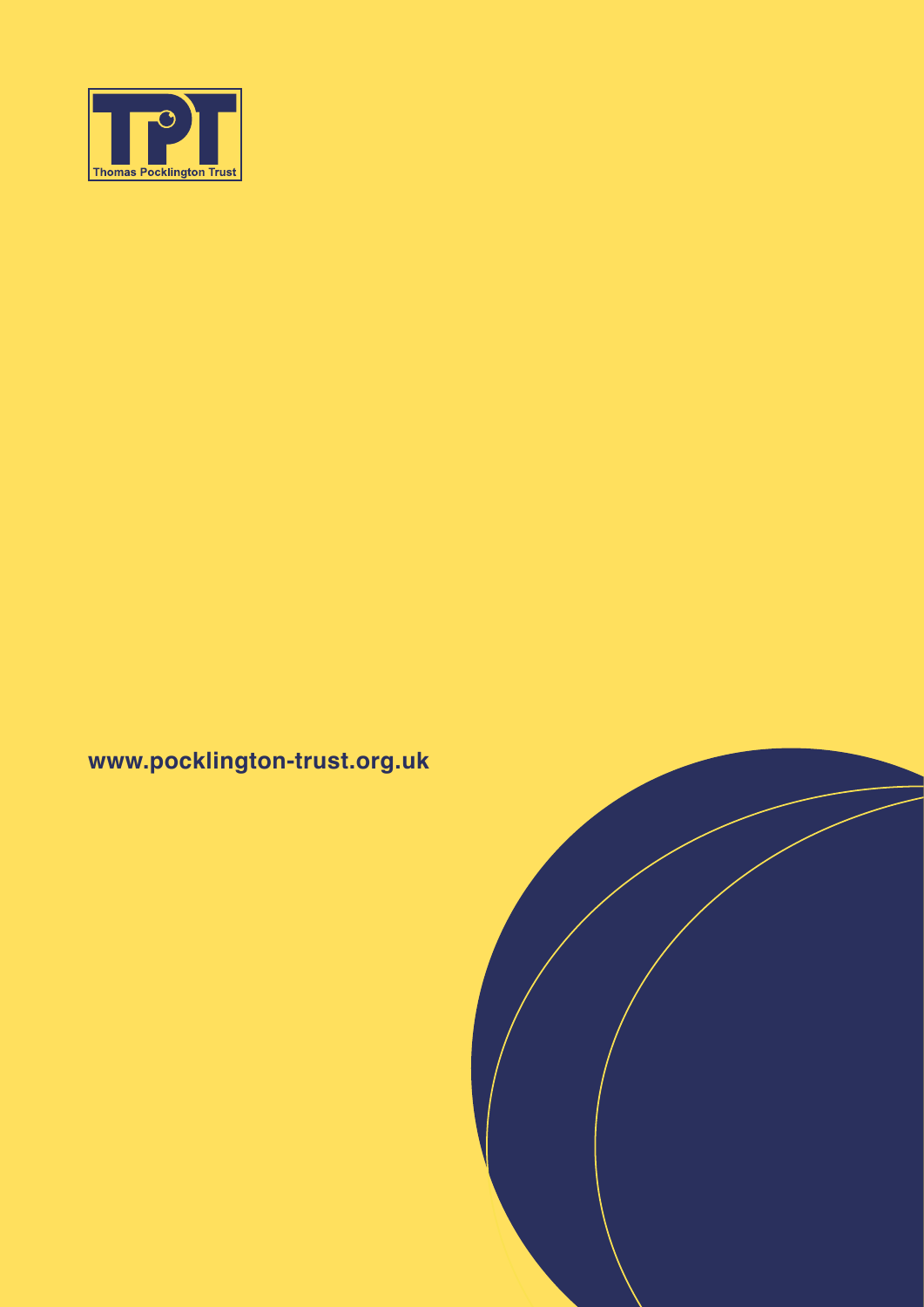Thomas Pocklington Trust

www.pocklington-trust.org.uk